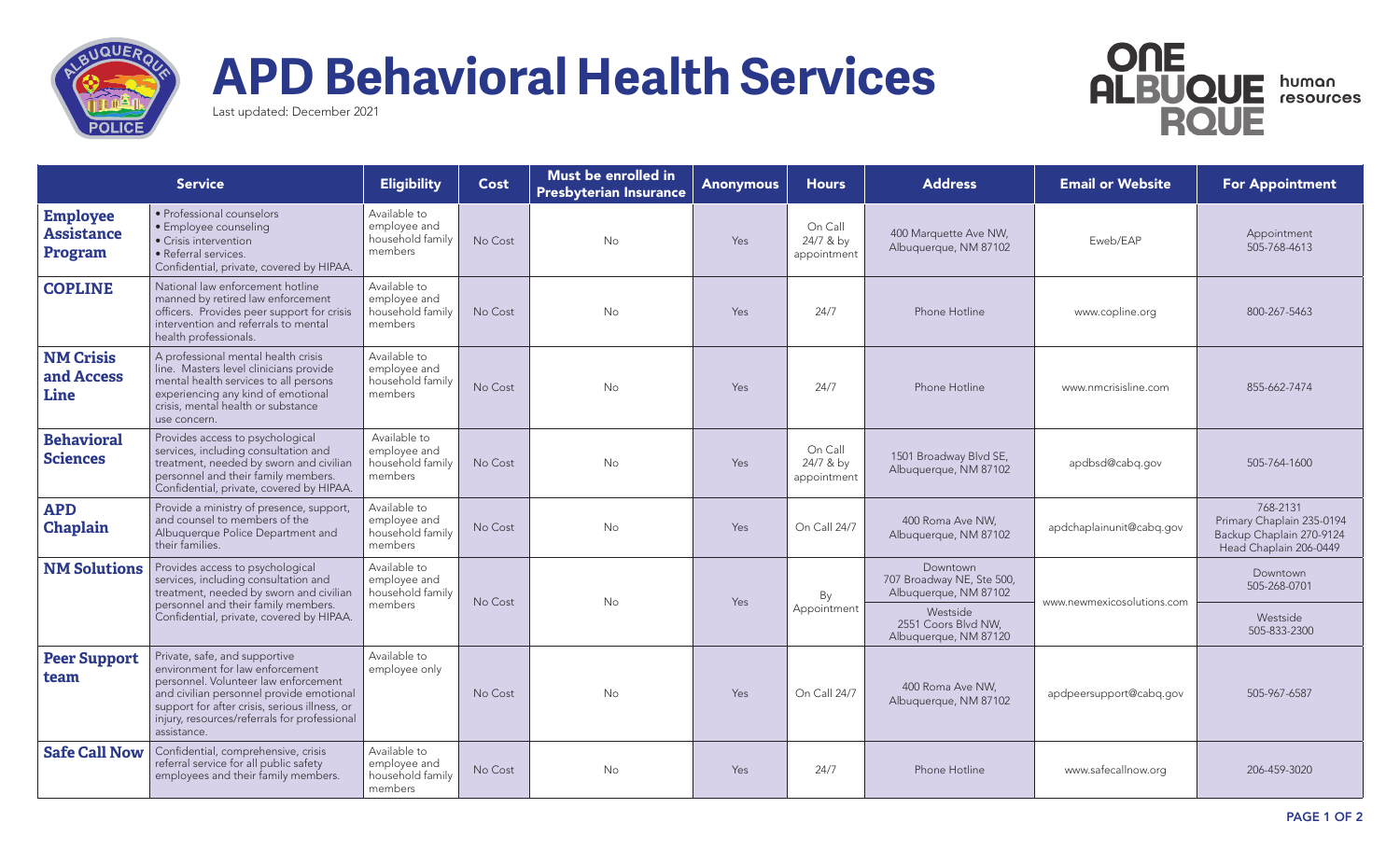# APD Behavioral Health Services

Last updated: December 2021

| Service | | Eligibility | Cost | Must be enrolled in Presbyterian Insurance | Anonymous | Hours | Address | Email or Website | For Appointment |
|---|---|---|---|---|---|---|---|---|---|
| **Employee Assistance Program** | • Professional counselors<br>• Employee counseling<br>• Crisis intervention<br>• Referral services.<br>Confidential, private, covered by HIPAA. | Available to employee and household family members | No Cost | No | Yes | On Call 24/7 & by appointment | 400 Marquette Ave NW, Albuquerque, NM 87102 | Eweb/EAP | Appointment 505-768-4613 |
| **COPLINE** | National law enforcement hotline manned by retired law enforcement officers. Provides peer support for crisis intervention and referrals to mental health professionals. | Available to employee and household family members | No Cost | No | Yes | 24/7 | Phone Hotline | www.copline.org | 800-267-5463 |
| **NM Crisis and Access Line** | A professional mental health crisis line. Masters level clinicians provide mental health services to all persons experiencing any kind of emotional crisis, mental health or substance use concern. | Available to employee and household family members | No Cost | No | Yes | 24/7 | Phone Hotline | www.nmcrisisline.com | 855-662-7474 |
| **Behavioral Sciences** | Provides access to psychological services, including consultation and treatment, needed by sworn and civilian personnel and their family members. Confidential, private, covered by HIPAA. | Available to employee and household family members | No Cost | No | Yes | On Call 24/7 & by appointment | 1501 Broadway Blvd SE, Albuquerque, NM 87102 | apdbsd@cabq.gov | 505-764-1600 |
| **APD Chaplain** | Provide a ministry of presence, support, and counsel to members of the Albuquerque Police Department and their families. | Available to employee and household family members | No Cost | No | Yes | On Call 24/7 | 400 Roma Ave NW, Albuquerque, NM 87102 | apdchaplainunit@cabq.gov | 768-2131<br>Primary Chaplain 235-0194<br>Backup Chaplain 270-9124<br>Head Chaplain 206-0449 |
| **NM Solutions** | Provides access to psychological services, including consultation and treatment, needed by sworn and civilian personnel and their family members. Confidential, private, covered by HIPAA. | Available to employee and household family members | No Cost | No | Yes | By Appointment | Downtown<br>707 Broadway NE, Ste 500, Albuquerque, NM 87102<br><br>Westside<br>2551 Coors Blvd NW, Albuquerque, NM 87120 | www.newmexicosolutions.com | Downtown<br>505-268-0701<br><br>Westside<br>505-833-2300 |
| **Peer Support team** | Private, safe, and supportive environment for law enforcement personnel. Volunteer law enforcement and civilian personnel provide emotional support for after crisis, serious illness, or injury, resources/referrals for professional assistance. | Available to employee only | No Cost | No | Yes | On Call 24/7 | 400 Roma Ave NW, Albuquerque, NM 87102 | apdpeersupport@cabq.gov | 505-967-6587 |
| **Safe Call Now** | Confidential, comprehensive, crisis referral service for all public safety employees and their family members. | Available to employee and household family members | No Cost | No | Yes | 24/7 | Phone Hotline | www.safecallnow.org | 206-459-3020 |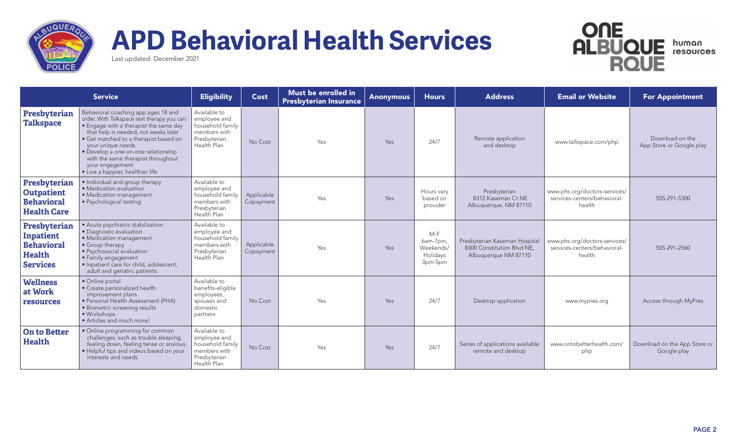# APD Behavioral Health Services

Last updated: December 2021

| Service | | Eligibility | Cost | Must be enrolled in Presbyterian Insurance | Anonymous | Hours | Address | Email or Website | For Appointment |
|---|---|---|---|---|---|---|---|---|---|
| **Presbyterian Talkspace** | Behavioral coaching app ages 18 and older. With Talkspace text therapy you can: • Engage with a therapist the same day that help is needed, not weeks later • Get matched to a therapist based on your unique needs • Develop a one-on-one relationship with the same therapist throughout your engagement • Live a happier, healthier life | Available to employee and household family members with Presbyterian Health Plan | No Cost | Yes | Yes | 24/7 | Remote application and desktop | www.talkspace.com/php | Download on the App Store or Google play |
| **Presbyterian Outpatient Behavioral Health Care** | • Individual and group therapy • Medication evaluation • Medication management • Psychological testing | Available to employee and household family members with Presbyterian Health Plan | Applicable Copayment | Yes | Yes | Hours vary based on provider | Presbyterian 8312 Kaseman Ct NE Albuquerque, NM 87110 | www.phs.org/doctors-services/services-centers/behavioral-health | 505-291-5300 |
| **Presbyterian Inpatient Behavioral Health Services** | • Acute psychiatric stabilization • Diagnostic evaluation • Medication management • Group therapy • Psychosocial evaluation • Family engagement • Inpatient care for child, adolescent, adult and geriatric patients. | Available to employee and household family members with Presbyterian Health Plan | Applicable Copayment | Yes | Yes | M-F 6am-7pm, Weekends/ Holidays 3pm-5pm | Presbyterian Kaseman Hospital 8300 Constitution Blvd NE, Albuquerque NM 87110 | www.phs.org/doctors-services/services-centers/behavioral-health | 505-291-2560 |
| **Wellness at Work resources** | • Online portal • Create personalized health improvement plans • Personal Health Assessment (PHA) • Biometric screening results • Workshops • Articles and much more! | Available to benefits-eligible employees, spouses and domestic partners | No Cost | Yes | Yes | 24/7 | Desktop application | www.mypres.org | Access through MyPres |
| **On to Better Health** | • Online programming for common challenges, such as trouble sleeping, feeling down, feeling tense or anxious. • Helpful tips and videos based on your interests and needs. | Available to employee and household family members with Presbyterian Health Plan | No Cost | Yes | Yes | 24/7 | Series of applications available remote and desktop | www.ontobetterhealth.com/php | Download on the App Store or Google play |